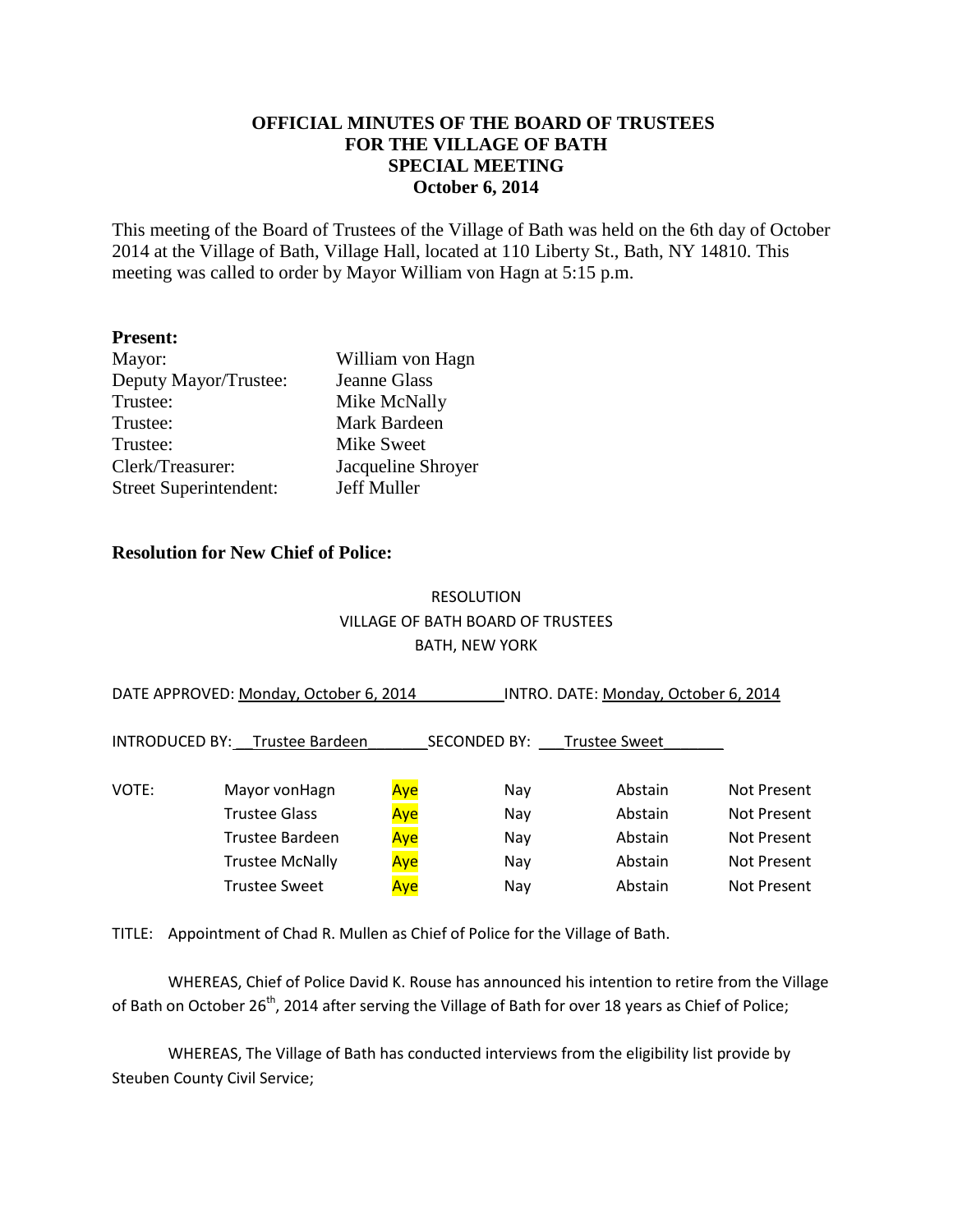# OFFICIAL MINUTES OF THE BOARD OF TRUSTEES
# FOR THE VILLAGE OF BATH
# SPECIAL MEETING
# October 6, 2014

This meeting of the Board of Trustees of the Village of Bath was held on the 6th day of October 2014 at the Village of Bath, Village Hall, located at 110 Liberty St., Bath, NY 14810. This meeting was called to order by Mayor William von Hagn at 5:15 p.m.

**Present:**

| | |
|---|---|
| Mayor: | William von Hagn |
| Deputy Mayor/Trustee: | Jeanne Glass |
| Trustee: | Mike McNally |
| Trustee: | Mark Bardeen |
| Trustee: | Mike Sweet |
| Clerk/Treasurer: | Jacqueline Shroyer |
| Street Superintendent: | Jeff Muller |

**Resolution for New Chief of Police:**

RESOLUTION
VILLAGE OF BATH BOARD OF TRUSTEES
BATH, NEW YORK

DATE APPROVED: Monday, October 6, 2014 INTRO. DATE: Monday, October 6, 2014

INTRODUCED BY: Trustee Bardeen SECONDED BY: Trustee Sweet

| VOTE: | | | | | |
|---|---|---|---|---|---|
| | Mayor vonHagn | Aye | Nay | Abstain | Not Present |
| | Trustee Glass | Aye | Nay | Abstain | Not Present |
| | Trustee Bardeen | Aye | Nay | Abstain | Not Present |
| | Trustee McNally | Aye | Nay | Abstain | Not Present |
| | Trustee Sweet | Aye | Nay | Abstain | Not Present |

TITLE: Appointment of Chad R. Mullen as Chief of Police for the Village of Bath.

WHEREAS, Chief of Police David K. Rouse has announced his intention to retire from the Village of Bath on October 26th, 2014 after serving the Village of Bath for over 18 years as Chief of Police;

WHEREAS, The Village of Bath has conducted interviews from the eligibility list provide by Steuben County Civil Service;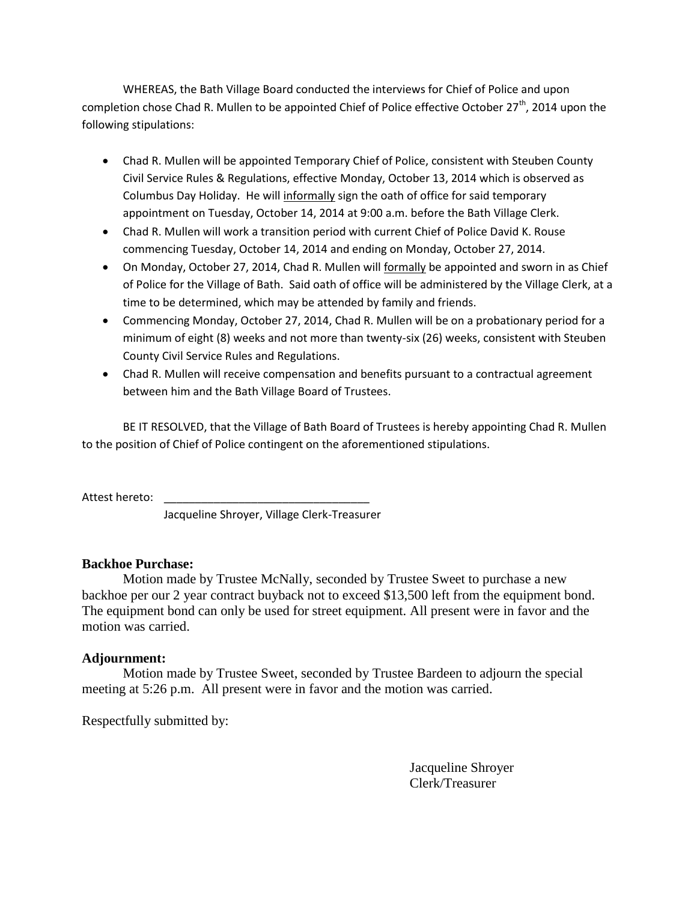WHEREAS, the Bath Village Board conducted the interviews for Chief of Police and upon completion chose Chad R. Mullen to be appointed Chief of Police effective October 27th, 2014 upon the following stipulations:

- Chad R. Mullen will be appointed Temporary Chief of Police, consistent with Steuben County Civil Service Rules & Regulations, effective Monday, October 13, 2014 which is observed as Columbus Day Holiday. He will informally sign the oath of office for said temporary appointment on Tuesday, October 14, 2014 at 9:00 a.m. before the Bath Village Clerk.
- Chad R. Mullen will work a transition period with current Chief of Police David K. Rouse commencing Tuesday, October 14, 2014 and ending on Monday, October 27, 2014.
- On Monday, October 27, 2014, Chad R. Mullen will formally be appointed and sworn in as Chief of Police for the Village of Bath. Said oath of office will be administered by the Village Clerk, at a time to be determined, which may be attended by family and friends.
- Commencing Monday, October 27, 2014, Chad R. Mullen will be on a probationary period for a minimum of eight (8) weeks and not more than twenty-six (26) weeks, consistent with Steuben County Civil Service Rules and Regulations.
- Chad R. Mullen will receive compensation and benefits pursuant to a contractual agreement between him and the Bath Village Board of Trustees.

BE IT RESOLVED, that the Village of Bath Board of Trustees is hereby appointing Chad R. Mullen to the position of Chief of Police contingent on the aforementioned stipulations.

Attest hereto: \_\_\_\_\_\_\_\_\_\_\_\_\_\_\_\_\_\_\_\_\_\_\_\_\_\_\_\_\_\_\_\_\_
Jacqueline Shroyer, Village Clerk-Treasurer

**Backhoe Purchase:**

Motion made by Trustee McNally, seconded by Trustee Sweet to purchase a new backhoe per our 2 year contract buyback not to exceed $13,500 left from the equipment bond. The equipment bond can only be used for street equipment. All present were in favor and the motion was carried.

**Adjournment:**

Motion made by Trustee Sweet, seconded by Trustee Bardeen to adjourn the special meeting at 5:26 p.m. All present were in favor and the motion was carried.

Respectfully submitted by:

Jacqueline Shroyer
Clerk/Treasurer